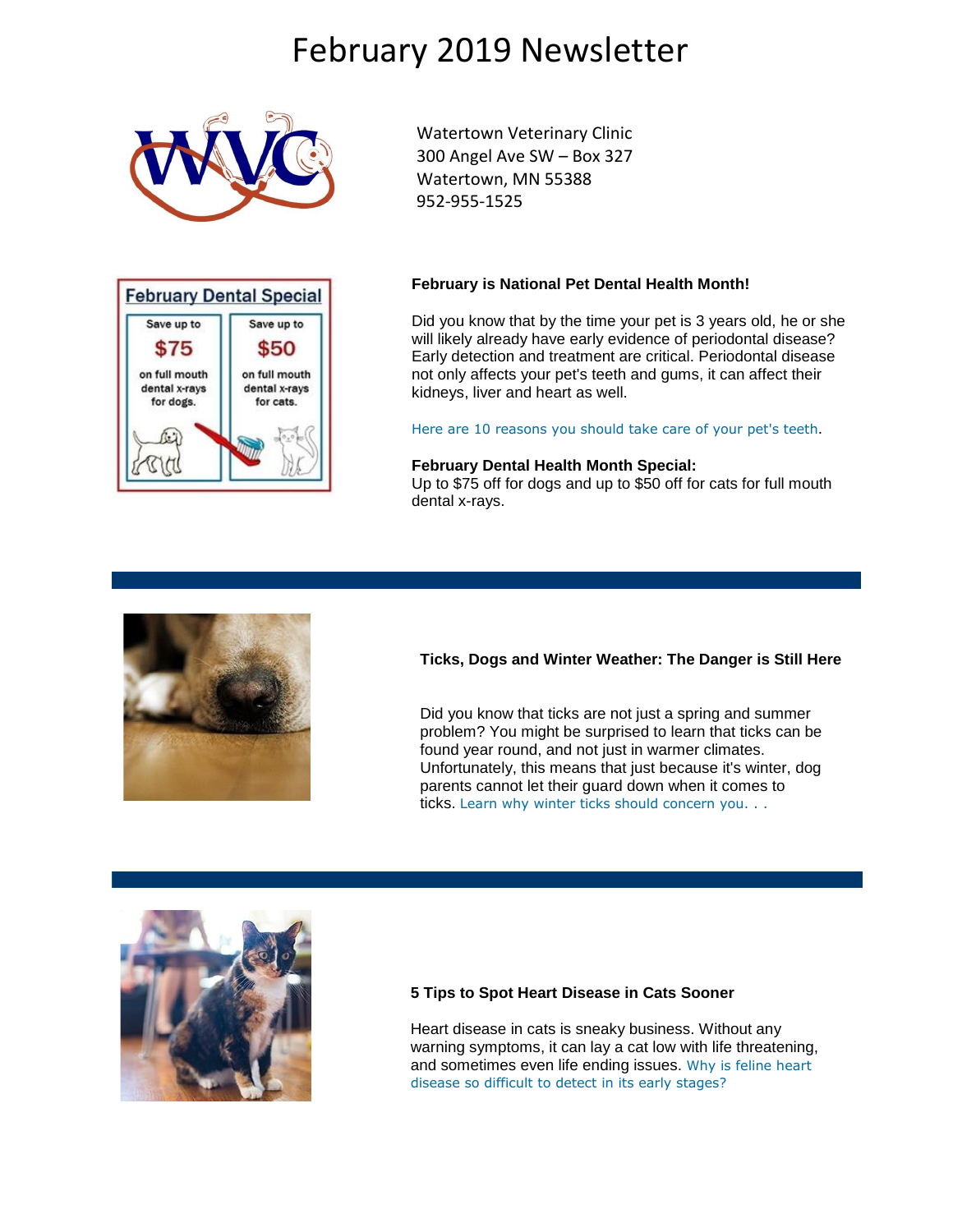# February 2019 Newsletter

Watertown Veterinary Clinic
300 Angel Ave SW – Box 327
Watertown, MN 55388
952-955-1525

**February is National Pet Dental Health Month!**

Did you know that by the time your pet is 3 years old, he or she will likely already have early evidence of periodontal disease? Early detection and treatment are critical. Periodontal disease not only affects your pet's teeth and gums, it can affect their kidneys, liver and heart as well.

Here are 10 reasons you should take care of your pet's teeth.

**February Dental Health Month Special:**
Up to $75 off for dogs and up to $50 off for cats for full mouth dental x-rays.

**Ticks, Dogs and Winter Weather: The Danger is Still Here**

Did you know that ticks are not just a spring and summer problem? You might be surprised to learn that ticks can be found year round, and not just in warmer climates. Unfortunately, this means that just because it's winter, dog parents cannot let their guard down when it comes to ticks. Learn why winter ticks should concern you. . .

**5 Tips to Spot Heart Disease in Cats Sooner**

Heart disease in cats is sneaky business. Without any warning symptoms, it can lay a cat low with life threatening, and sometimes even life ending issues. Why is feline heart disease so difficult to detect in its early stages?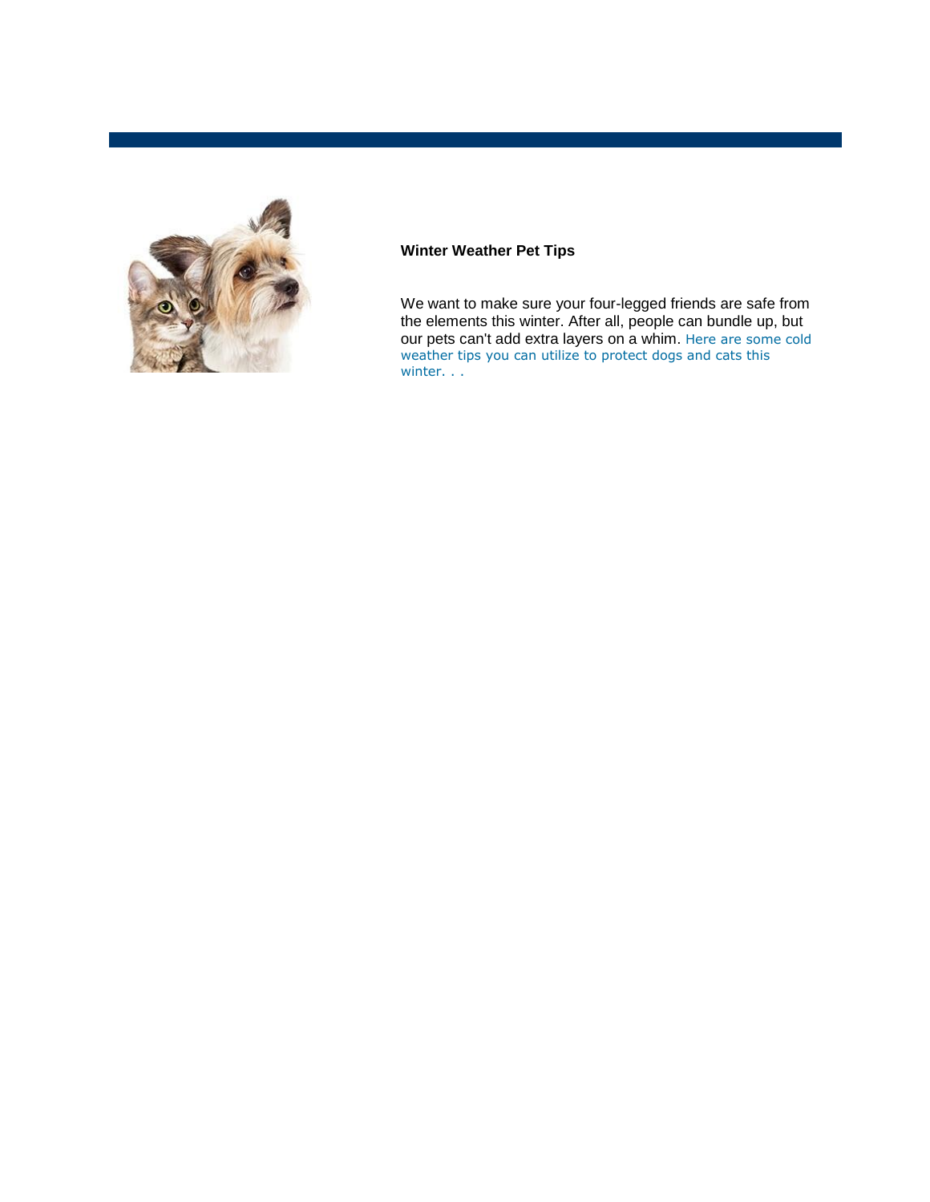**Winter Weather Pet Tips**

We want to make sure your four-legged friends are safe from the elements this winter. After all, people can bundle up, but our pets can't add extra layers on a whim. Here are some cold weather tips you can utilize to protect dogs and cats this winter. . .